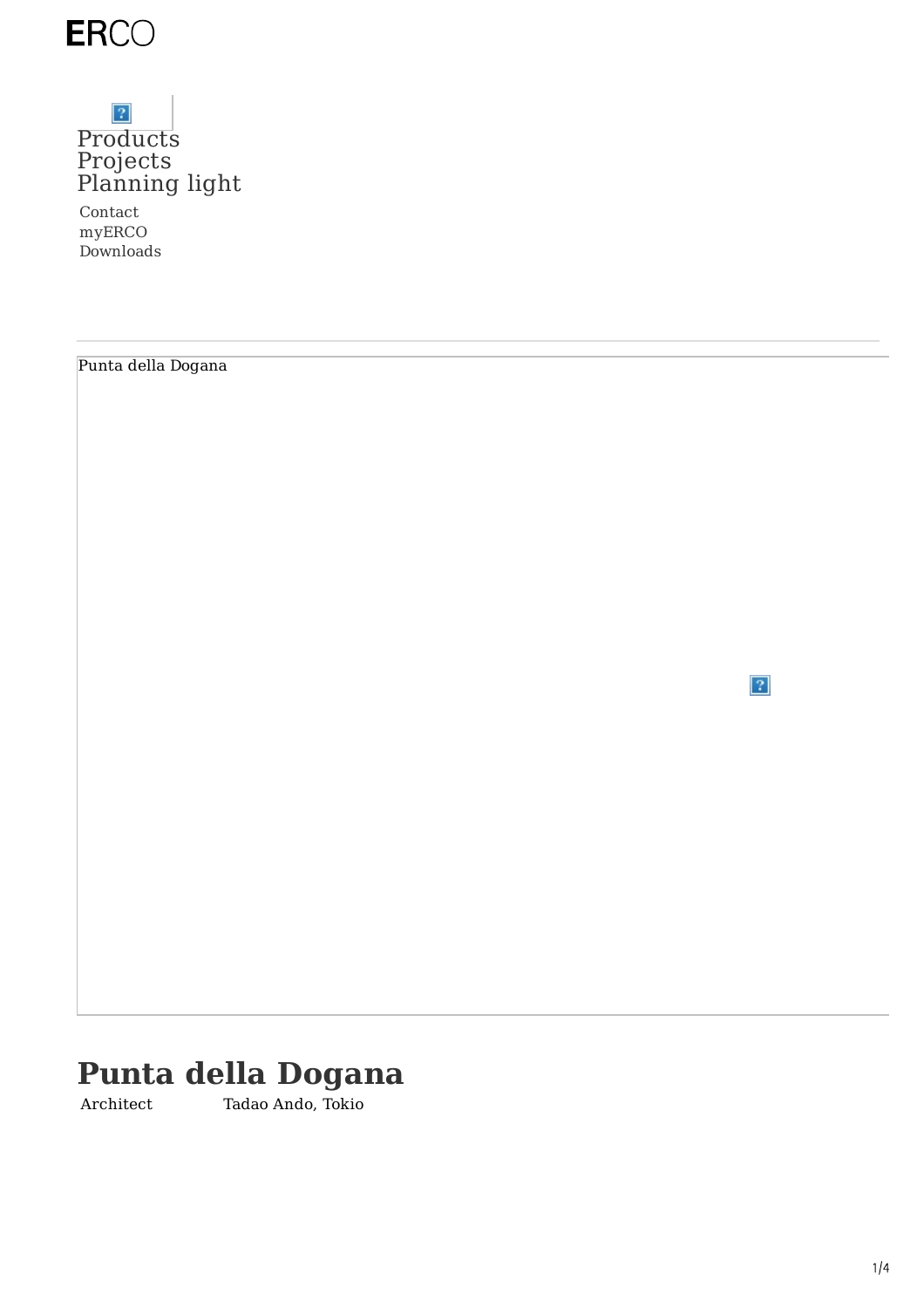ERCO

Products
Projects
Planning light

Contact
myERCO
Downloads

Punta della Dogana

# Punta della Dogana

| Architect | Tadao Ando, Tokio |
| --- | --- |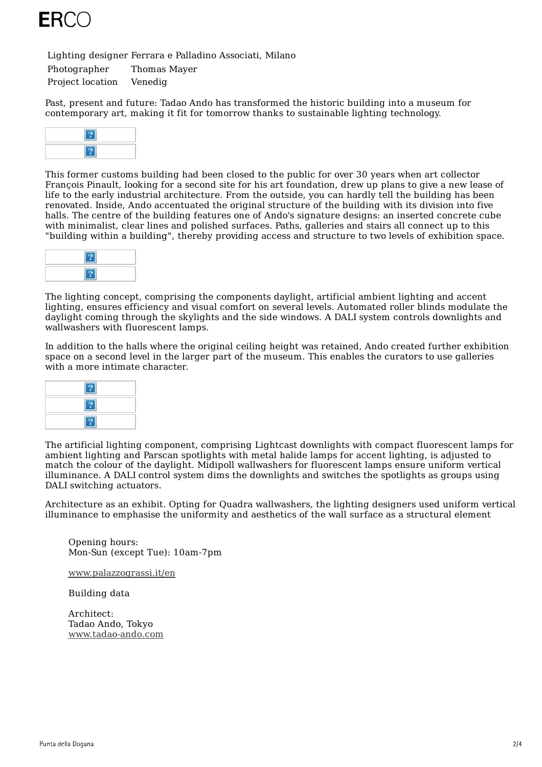| | |
|---|---|
| Lighting designer | Ferrara e Palladino Associati, Milano |
| Photographer | Thomas Mayer |
| Project location | Venedig |

Past, present and future: Tadao Ando has transformed the historic building into a museum for contemporary art, making it fit for tomorrow thanks to sustainable lighting technology.

This former customs building had been closed to the public for over 30 years when art collector François Pinault, looking for a second site for his art foundation, drew up plans to give a new lease of life to the early industrial architecture. From the outside, you can hardly tell the building has been renovated. Inside, Ando accentuated the original structure of the building with its division into five halls. The centre of the building features one of Ando's signature designs: an inserted concrete cube with minimalist, clear lines and polished surfaces. Paths, galleries and stairs all connect up to this "building within a building", thereby providing access and structure to two levels of exhibition space.

The lighting concept, comprising the components daylight, artificial ambient lighting and accent lighting, ensures efficiency and visual comfort on several levels. Automated roller blinds modulate the daylight coming through the skylights and the side windows. A DALI system controls downlights and wallwashers with fluorescent lamps.

In addition to the halls where the original ceiling height was retained, Ando created further exhibition space on a second level in the larger part of the museum. This enables the curators to use galleries with a more intimate character.

The artificial lighting component, comprising Lightcast downlights with compact fluorescent lamps for ambient lighting and Parscan spotlights with metal halide lamps for accent lighting, is adjusted to match the colour of the daylight. Midipoll wallwashers for fluorescent lamps ensure uniform vertical illuminance. A DALI control system dims the downlights and switches the spotlights as groups using DALI switching actuators.

Architecture as an exhibit. Opting for Quadra wallwashers, the lighting designers used uniform vertical illuminance to emphasise the uniformity and aesthetics of the wall surface as a structural element

Opening hours:
Mon-Sun (except Tue): 10am-7pm

www.palazzograssi.it/en

Building data

Architect:
Tadao Ando, Tokyo
www.tadao-ando.com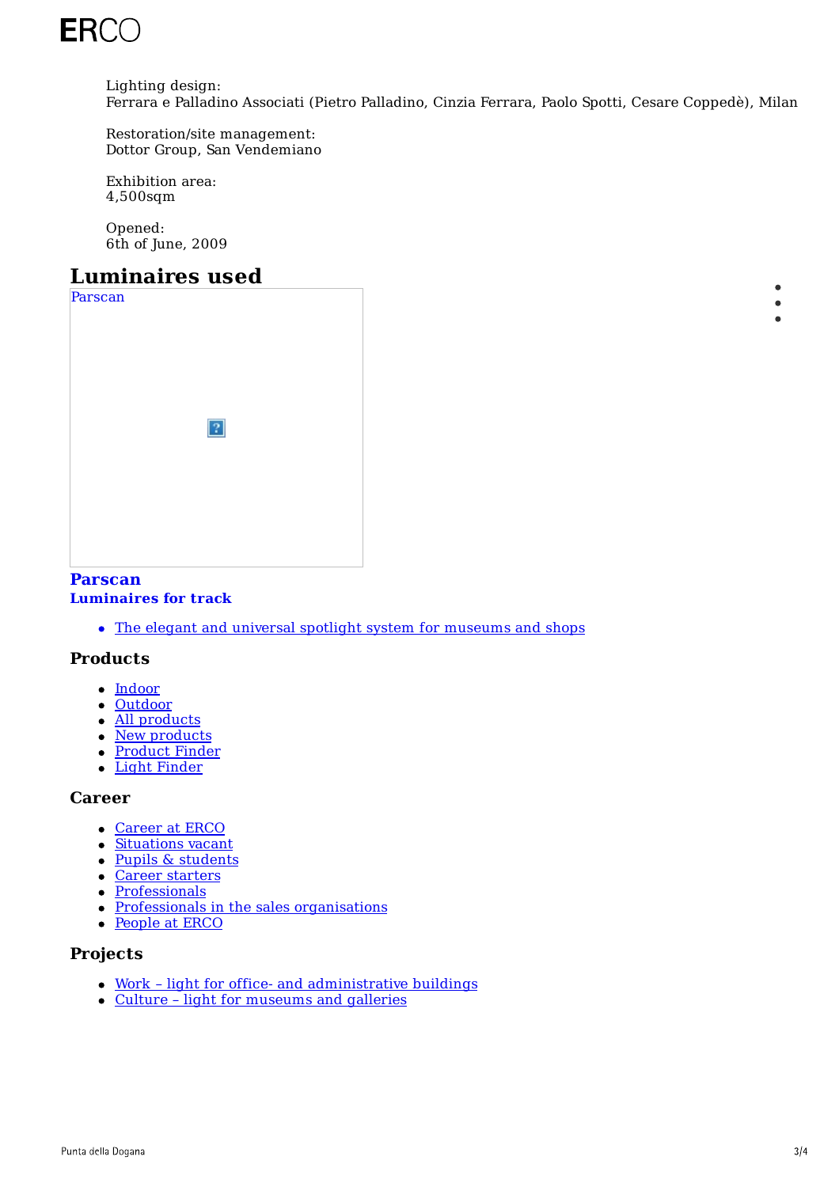Lighting design:
Ferrara e Palladino Associati (Pietro Palladino, Cinzia Ferrara, Paolo Spotti, Cesare Coppedè), Milan

Restoration/site management:
Dottor Group, San Vendemiano

Exhibition area:
4,500sqm

Opened:
6th of June, 2009

## Luminaires used

Parscan

### Parscan
**Luminaires for track**

- The elegant and universal spotlight system for museums and shops

### Products

- Indoor
- Outdoor
- All products
- New products
- Product Finder
- Light Finder

### Career

- Career at ERCO
- Situations vacant
- Pupils & students
- Career starters
- Professionals
- Professionals in the sales organisations
- People at ERCO

### Projects

- Work – light for office- and administrative buildings
- Culture – light for museums and galleries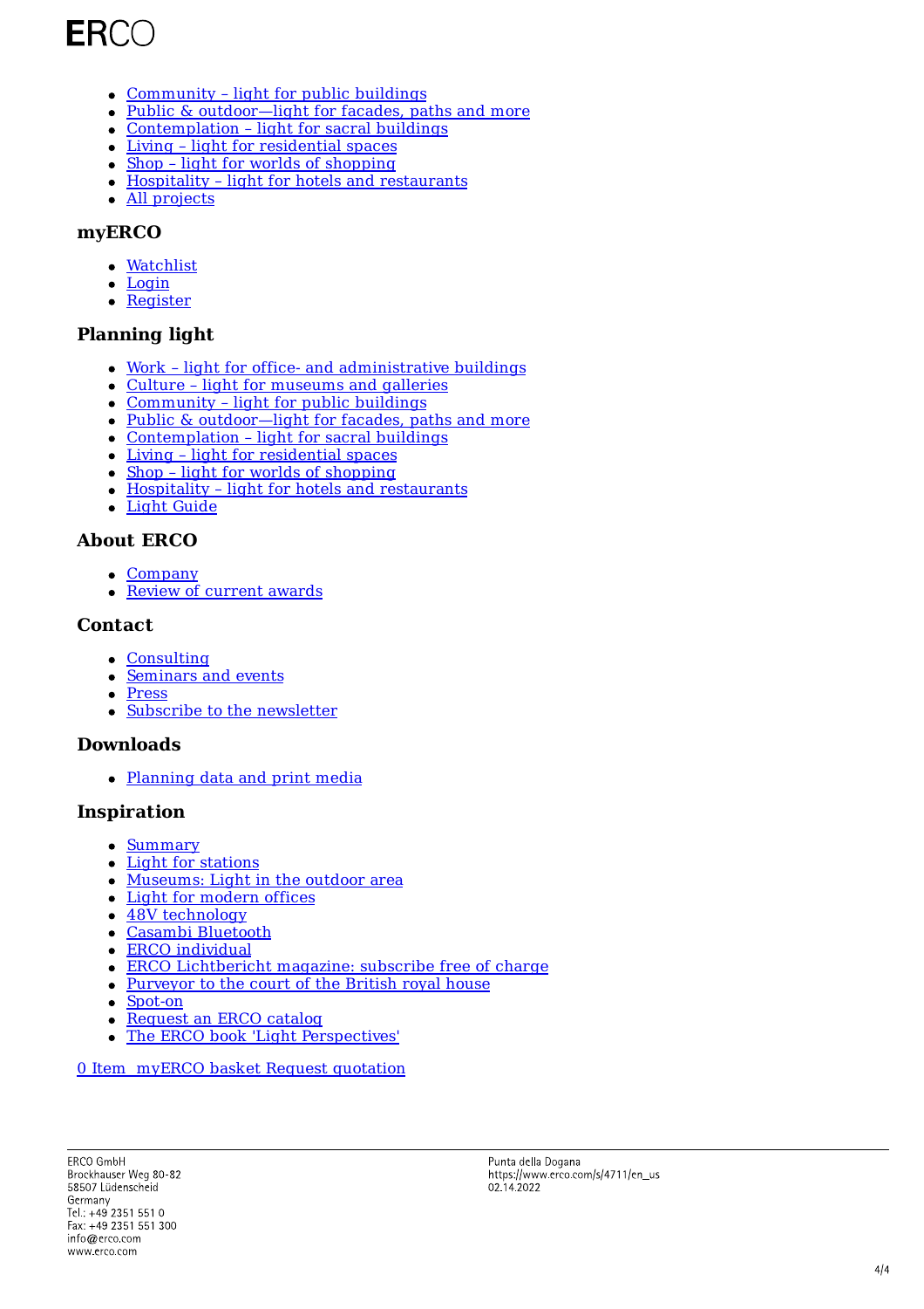- Community – light for public buildings
- Public & outdoor—light for facades, paths and more
- Contemplation – light for sacral buildings
- Living – light for residential spaces
- Shop – light for worlds of shopping
- Hospitality – light for hotels and restaurants
- All projects

### myERCO

- Watchlist
- Login
- Register

### Planning light

- Work – light for office- and administrative buildings
- Culture – light for museums and galleries
- Community – light for public buildings
- Public & outdoor—light for facades, paths and more
- Contemplation – light for sacral buildings
- Living – light for residential spaces
- Shop – light for worlds of shopping
- Hospitality – light for hotels and restaurants
- Light Guide

### About ERCO

- Company
- Review of current awards

### Contact

- Consulting
- Seminars and events
- Press
- Subscribe to the newsletter

### Downloads

- Planning data and print media

### Inspiration

- Summary
- Light for stations
- Museums: Light in the outdoor area
- Light for modern offices
- 48V technology
- Casambi Bluetooth
- ERCO individual
- ERCO Lichtbericht magazine: subscribe free of charge
- Purveyor to the court of the British royal house
- Spot-on
- Request an ERCO catalog
- The ERCO book 'Light Perspectives'

0 Item myERCO basket Request quotation

ERCO GmbH
Brockhauser Weg 80-82
58507 Lüdenscheid
Germany
Tel.: +49 2351 551 0
Fax: +49 2351 551 300
info@erco.com
www.erco.com

Punta della Dogana
https://www.erco.com/s/4711/en_us
02.14.2022